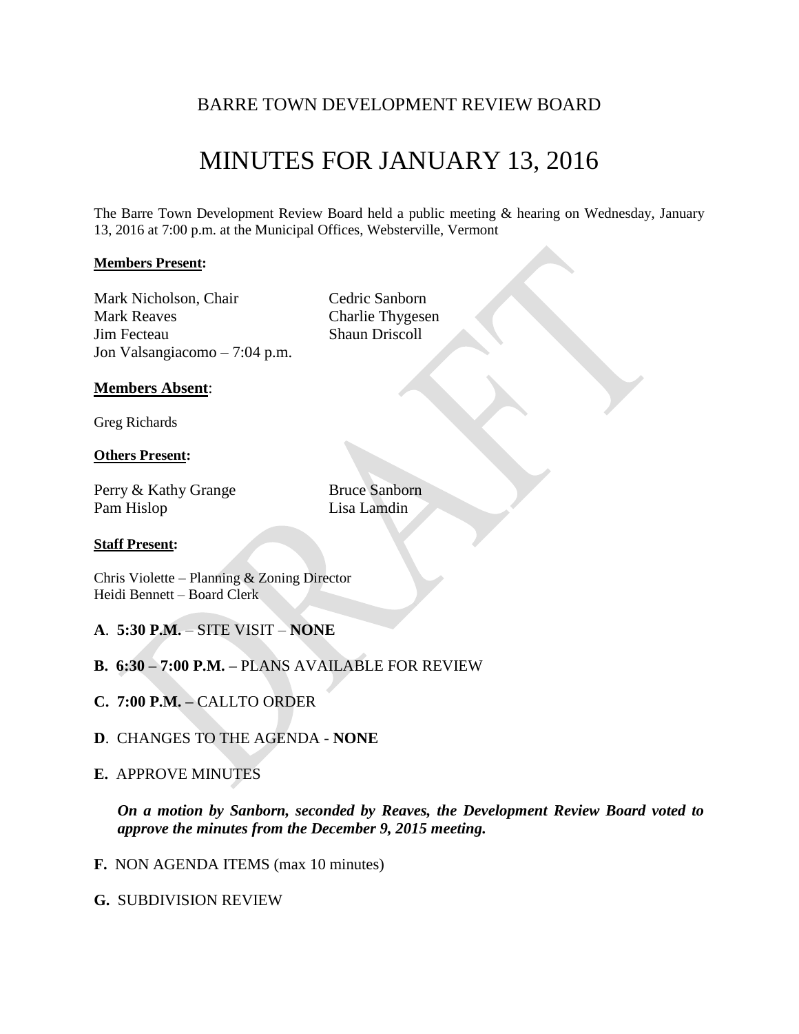BARRE TOWN DEVELOPMENT REVIEW BOARD

# MINUTES FOR JANUARY 13, 2016

The Barre Town Development Review Board held a public meeting & hearing on Wednesday, January 13, 2016 at 7:00 p.m. at the Municipal Offices, Websterville, Vermont

**Members Present:**

Mark Nicholson, Chair
Mark Reaves
Jim Fecteau
Jon Valsangiacomo – 7:04 p.m.
Cedric Sanborn
Charlie Thygesen
Shaun Driscoll

**Members Absent**:

Greg Richards

**Others Present:**

Perry & Kathy Grange
Pam Hislop
Bruce Sanborn
Lisa Lamdin

**Staff Present:**

Chris Violette – Planning & Zoning Director
Heidi Bennett – Board Clerk

**A**. **5:30 P.M.** – SITE VISIT – **NONE**

**B. 6:30 – 7:00 P.M. –** PLANS AVAILABLE FOR REVIEW

**C. 7:00 P.M. –** CALLTO ORDER

**D**. CHANGES TO THE AGENDA - **NONE**

**E.** APPROVE MINUTES

***On a motion by Sanborn, seconded by Reaves, the Development Review Board voted to approve the minutes from the December 9, 2015 meeting.***

**F.** NON AGENDA ITEMS (max 10 minutes)

**G.** SUBDIVISION REVIEW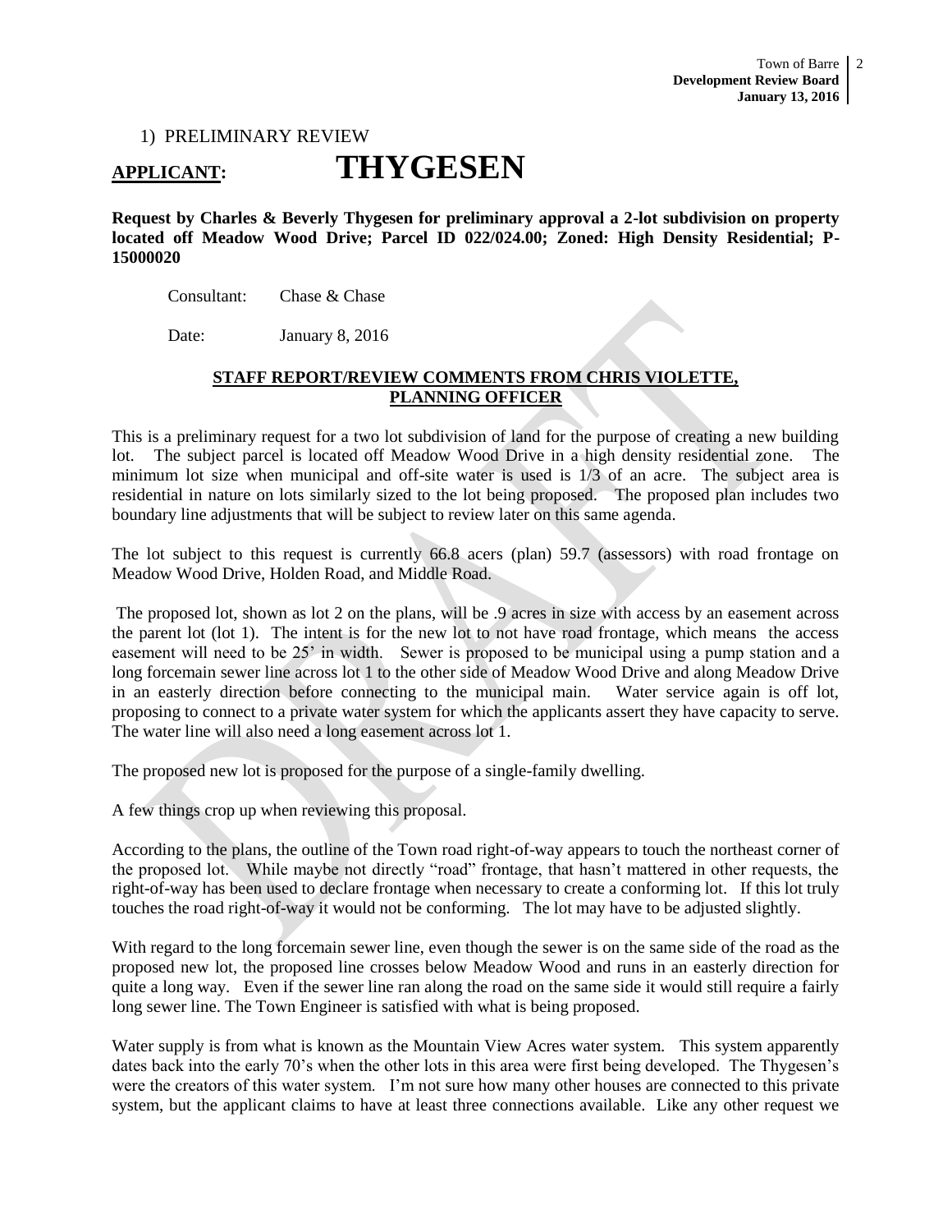1) PRELIMINARY REVIEW

# APPLICANT: THYGESEN

**Request by Charles & Beverly Thygesen for preliminary approval a 2-lot subdivision on property located off Meadow Wood Drive; Parcel ID 022/024.00; Zoned: High Density Residential; P-15000020**

Consultant: Chase & Chase

Date: January 8, 2016

## STAFF REPORT/REVIEW COMMENTS FROM CHRIS VIOLETTE, PLANNING OFFICER

This is a preliminary request for a two lot subdivision of land for the purpose of creating a new building lot. The subject parcel is located off Meadow Wood Drive in a high density residential zone. The minimum lot size when municipal and off-site water is used is 1/3 of an acre. The subject area is residential in nature on lots similarly sized to the lot being proposed. The proposed plan includes two boundary line adjustments that will be subject to review later on this same agenda.

The lot subject to this request is currently 66.8 acers (plan) 59.7 (assessors) with road frontage on Meadow Wood Drive, Holden Road, and Middle Road.

The proposed lot, shown as lot 2 on the plans, will be .9 acres in size with access by an easement across the parent lot (lot 1). The intent is for the new lot to not have road frontage, which means the access easement will need to be 25' in width. Sewer is proposed to be municipal using a pump station and a long forcemain sewer line across lot 1 to the other side of Meadow Wood Drive and along Meadow Drive in an easterly direction before connecting to the municipal main. Water service again is off lot, proposing to connect to a private water system for which the applicants assert they have capacity to serve. The water line will also need a long easement across lot 1.

The proposed new lot is proposed for the purpose of a single-family dwelling.

A few things crop up when reviewing this proposal.

According to the plans, the outline of the Town road right-of-way appears to touch the northeast corner of the proposed lot. While maybe not directly "road" frontage, that hasn't mattered in other requests, the right-of-way has been used to declare frontage when necessary to create a conforming lot. If this lot truly touches the road right-of-way it would not be conforming. The lot may have to be adjusted slightly.

With regard to the long forcemain sewer line, even though the sewer is on the same side of the road as the proposed new lot, the proposed line crosses below Meadow Wood and runs in an easterly direction for quite a long way. Even if the sewer line ran along the road on the same side it would still require a fairly long sewer line. The Town Engineer is satisfied with what is being proposed.

Water supply is from what is known as the Mountain View Acres water system. This system apparently dates back into the early 70's when the other lots in this area were first being developed. The Thygesen's were the creators of this water system. I'm not sure how many other houses are connected to this private system, but the applicant claims to have at least three connections available. Like any other request we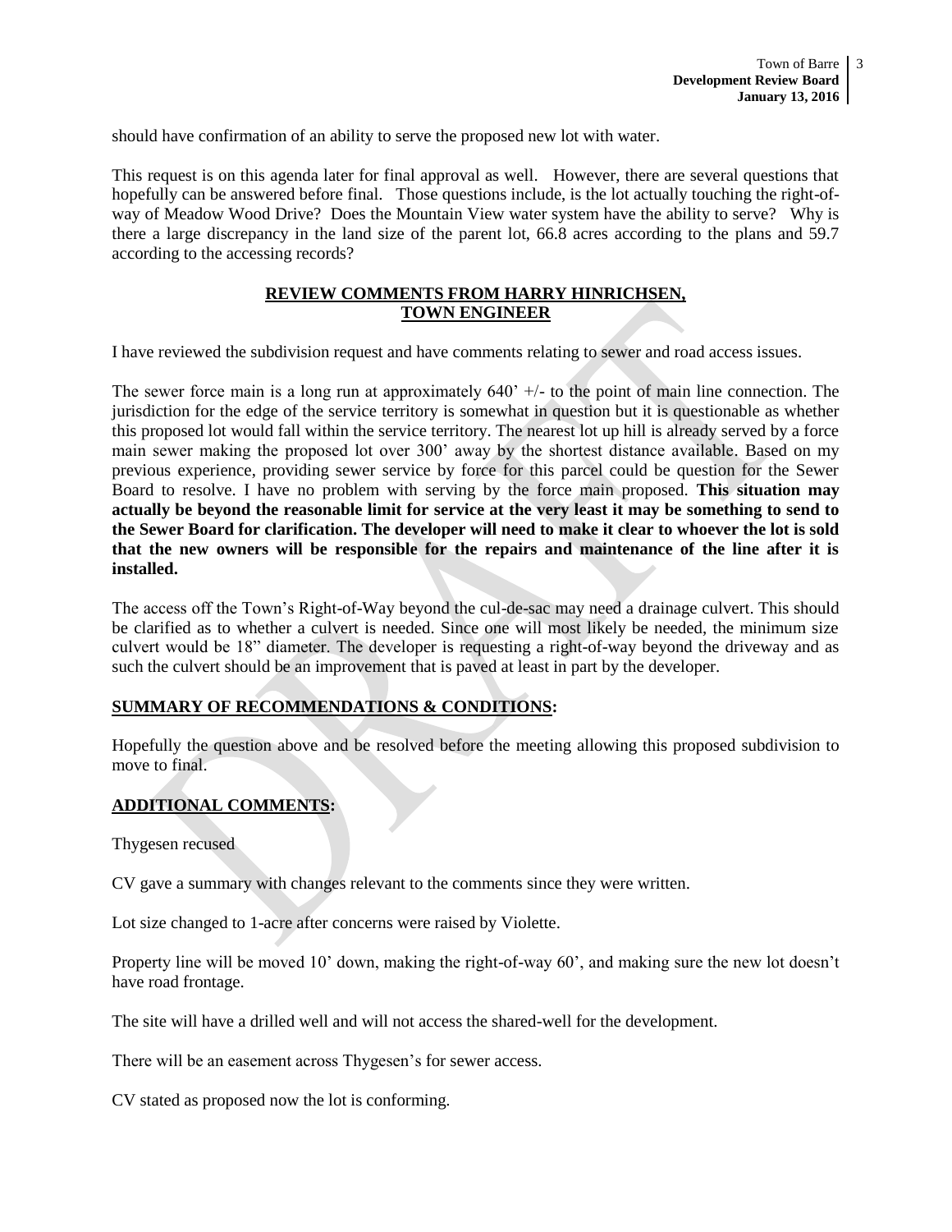should have confirmation of an ability to serve the proposed new lot with water.

This request is on this agenda later for final approval as well. However, there are several questions that hopefully can be answered before final. Those questions include, is the lot actually touching the right-of-way of Meadow Wood Drive? Does the Mountain View water system have the ability to serve? Why is there a large discrepancy in the land size of the parent lot, 66.8 acres according to the plans and 59.7 according to the accessing records?

## REVIEW COMMENTS FROM HARRY HINRICHSEN, TOWN ENGINEER

I have reviewed the subdivision request and have comments relating to sewer and road access issues.

The sewer force main is a long run at approximately 640' +/- to the point of main line connection. The jurisdiction for the edge of the service territory is somewhat in question but it is questionable as whether this proposed lot would fall within the service territory. The nearest lot up hill is already served by a force main sewer making the proposed lot over 300' away by the shortest distance available. Based on my previous experience, providing sewer service by force for this parcel could be question for the Sewer Board to resolve. I have no problem with serving by the force main proposed. **This situation may actually be beyond the reasonable limit for service at the very least it may be something to send to the Sewer Board for clarification. The developer will need to make it clear to whoever the lot is sold that the new owners will be responsible for the repairs and maintenance of the line after it is installed.**

The access off the Town's Right-of-Way beyond the cul-de-sac may need a drainage culvert. This should be clarified as to whether a culvert is needed. Since one will most likely be needed, the minimum size culvert would be 18" diameter. The developer is requesting a right-of-way beyond the driveway and as such the culvert should be an improvement that is paved at least in part by the developer.

## SUMMARY OF RECOMMENDATIONS & CONDITIONS:

Hopefully the question above and be resolved before the meeting allowing this proposed subdivision to move to final.

## ADDITIONAL COMMENTS:

Thygesen recused

CV gave a summary with changes relevant to the comments since they were written.

Lot size changed to 1-acre after concerns were raised by Violette.

Property line will be moved 10' down, making the right-of-way 60', and making sure the new lot doesn't have road frontage.

The site will have a drilled well and will not access the shared-well for the development.

There will be an easement across Thygesen's for sewer access.

CV stated as proposed now the lot is conforming.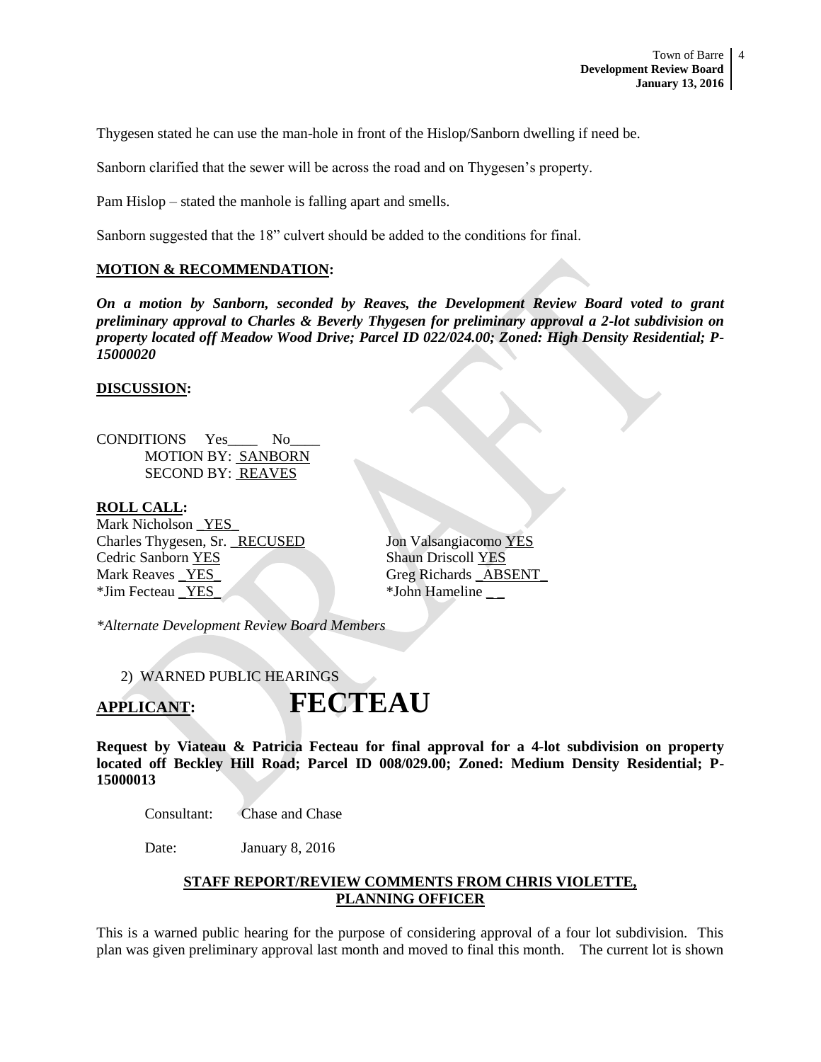Thygesen stated he can use the man-hole in front of the Hislop/Sanborn dwelling if need be.

Sanborn clarified that the sewer will be across the road and on Thygesen's property.

Pam Hislop – stated the manhole is falling apart and smells.

Sanborn suggested that the 18" culvert should be added to the conditions for final.

**MOTION & RECOMMENDATION:**

***On a motion by Sanborn, seconded by Reaves, the Development Review Board voted to grant preliminary approval to Charles & Beverly Thygesen for preliminary approval a 2-lot subdivision on property located off Meadow Wood Drive; Parcel ID 022/024.00; Zoned: High Density Residential; P-15000020***

**DISCUSSION:**

CONDITIONS Yes____ No____
MOTION BY: SANBORN
SECOND BY: REAVES

**ROLL CALL:**

Mark Nicholson _YES_
Charles Thygesen, Sr. _RECUSED
Cedric Sanborn YES
Mark Reaves _YES_
*Jim Fecteau _YES_
Jon Valsangiacomo YES
Shaun Driscoll YES
Greg Richards _ABSENT_
*John Hameline _ _

*\*Alternate Development Review Board Members*

2) WARNED PUBLIC HEARINGS

# APPLICANT: FECTEAU

**Request by Viateau & Patricia Fecteau for final approval for a 4-lot subdivision on property located off Beckley Hill Road; Parcel ID 008/029.00; Zoned: Medium Density Residential; P-15000013**

Consultant: Chase and Chase

Date: January 8, 2016

**STAFF REPORT/REVIEW COMMENTS FROM CHRIS VIOLETTE, PLANNING OFFICER**

This is a warned public hearing for the purpose of considering approval of a four lot subdivision. This plan was given preliminary approval last month and moved to final this month. The current lot is shown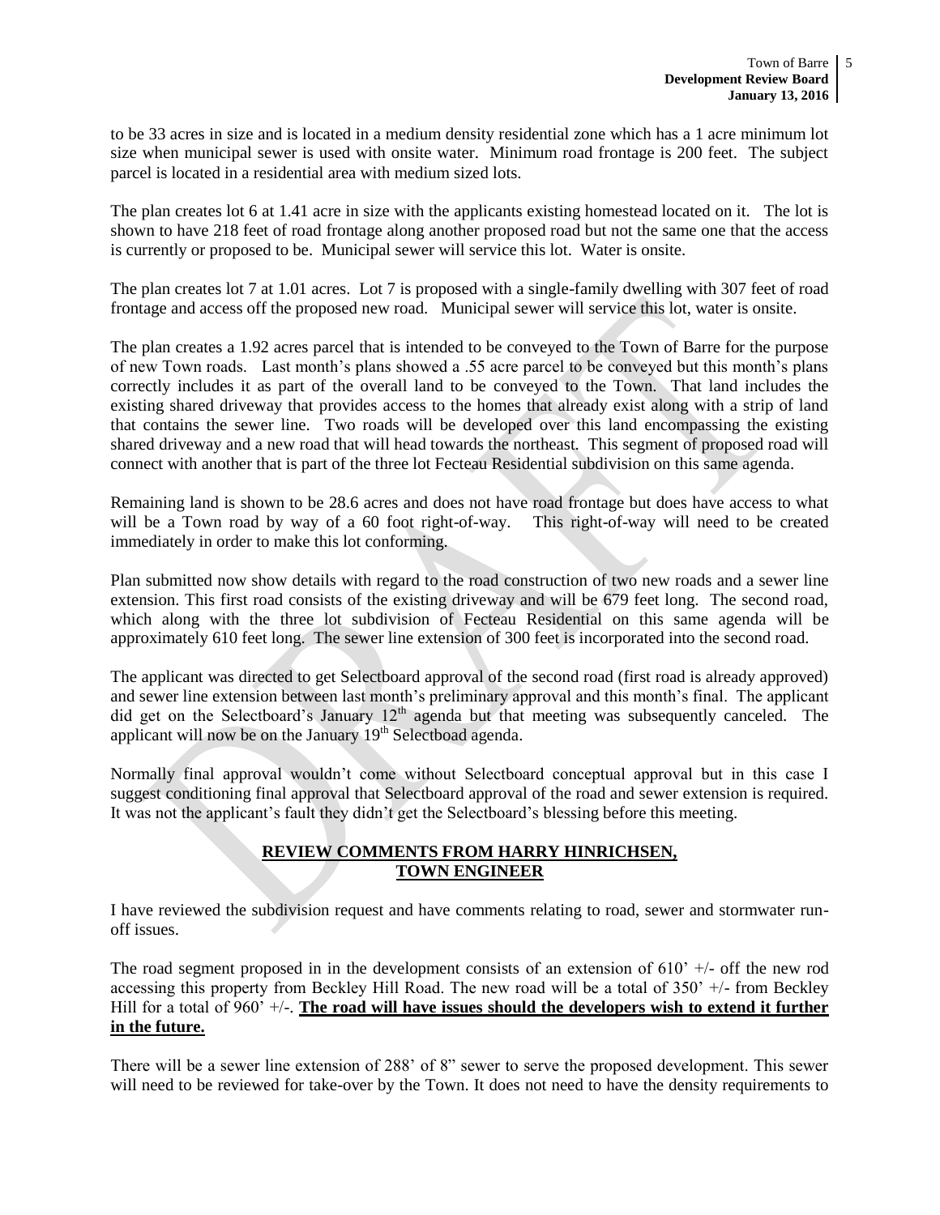to be 33 acres in size and is located in a medium density residential zone which has a 1 acre minimum lot size when municipal sewer is used with onsite water. Minimum road frontage is 200 feet. The subject parcel is located in a residential area with medium sized lots.

The plan creates lot 6 at 1.41 acre in size with the applicants existing homestead located on it. The lot is shown to have 218 feet of road frontage along another proposed road but not the same one that the access is currently or proposed to be. Municipal sewer will service this lot. Water is onsite.

The plan creates lot 7 at 1.01 acres. Lot 7 is proposed with a single-family dwelling with 307 feet of road frontage and access off the proposed new road. Municipal sewer will service this lot, water is onsite.

The plan creates a 1.92 acres parcel that is intended to be conveyed to the Town of Barre for the purpose of new Town roads. Last month's plans showed a .55 acre parcel to be conveyed but this month's plans correctly includes it as part of the overall land to be conveyed to the Town. That land includes the existing shared driveway that provides access to the homes that already exist along with a strip of land that contains the sewer line. Two roads will be developed over this land encompassing the existing shared driveway and a new road that will head towards the northeast. This segment of proposed road will connect with another that is part of the three lot Fecteau Residential subdivision on this same agenda.

Remaining land is shown to be 28.6 acres and does not have road frontage but does have access to what will be a Town road by way of a 60 foot right-of-way. This right-of-way will need to be created immediately in order to make this lot conforming.

Plan submitted now show details with regard to the road construction of two new roads and a sewer line extension. This first road consists of the existing driveway and will be 679 feet long. The second road, which along with the three lot subdivision of Fecteau Residential on this same agenda will be approximately 610 feet long. The sewer line extension of 300 feet is incorporated into the second road.

The applicant was directed to get Selectboard approval of the second road (first road is already approved) and sewer line extension between last month's preliminary approval and this month's final. The applicant did get on the Selectboard's January 12th agenda but that meeting was subsequently canceled. The applicant will now be on the January 19th Selectboad agenda.

Normally final approval wouldn't come without Selectboard conceptual approval but in this case I suggest conditioning final approval that Selectboard approval of the road and sewer extension is required. It was not the applicant's fault they didn't get the Selectboard's blessing before this meeting.

## REVIEW COMMENTS FROM HARRY HINRICHSEN, TOWN ENGINEER

I have reviewed the subdivision request and have comments relating to road, sewer and stormwater run-off issues.

The road segment proposed in in the development consists of an extension of 610' +/- off the new rod accessing this property from Beckley Hill Road. The new road will be a total of 350' +/- from Beckley Hill for a total of 960' +/-. **The road will have issues should the developers wish to extend it further in the future.**

There will be a sewer line extension of 288' of 8" sewer to serve the proposed development. This sewer will need to be reviewed for take-over by the Town. It does not need to have the density requirements to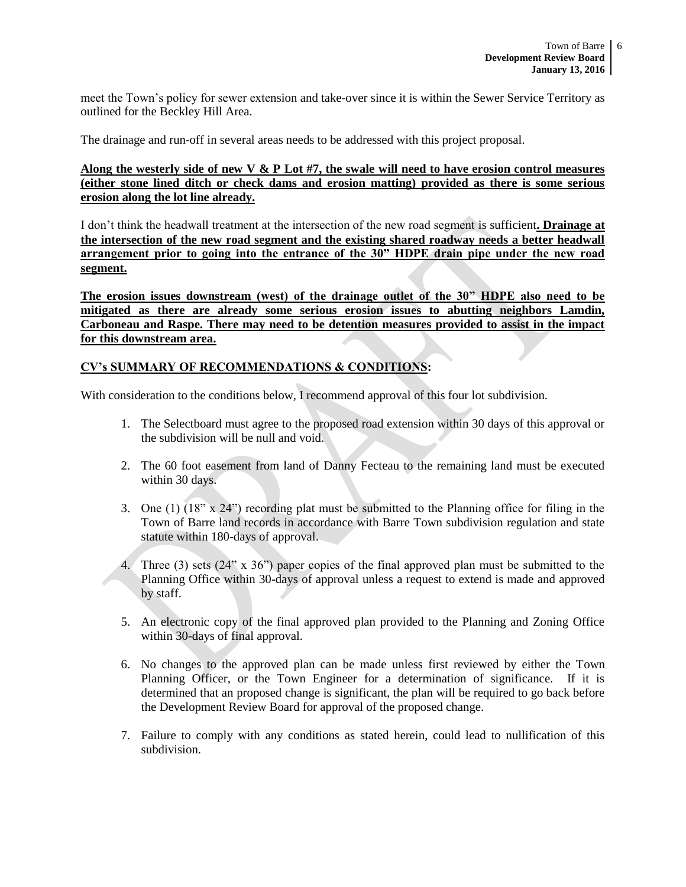meet the Town's policy for sewer extension and take-over since it is within the Sewer Service Territory as outlined for the Beckley Hill Area.

The drainage and run-off in several areas needs to be addressed with this project proposal.

**Along the westerly side of new V & P Lot #7, the swale will need to have erosion control measures (either stone lined ditch or check dams and erosion matting) provided as there is some serious erosion along the lot line already.**

I don't think the headwall treatment at the intersection of the new road segment is sufficient**. Drainage at the intersection of the new road segment and the existing shared roadway needs a better headwall arrangement prior to going into the entrance of the 30" HDPE drain pipe under the new road segment.**

**The erosion issues downstream (west) of the drainage outlet of the 30" HDPE also need to be mitigated as there are already some serious erosion issues to abutting neighbors Lamdin, Carboneau and Raspe. There may need to be detention measures provided to assist in the impact for this downstream area.**

**CV's SUMMARY OF RECOMMENDATIONS & CONDITIONS:**

With consideration to the conditions below, I recommend approval of this four lot subdivision.

1. The Selectboard must agree to the proposed road extension within 30 days of this approval or the subdivision will be null and void.

2. The 60 foot easement from land of Danny Fecteau to the remaining land must be executed within 30 days.

3. One (1) (18" x 24") recording plat must be submitted to the Planning office for filing in the Town of Barre land records in accordance with Barre Town subdivision regulation and state statute within 180-days of approval.

4. Three (3) sets (24" x 36") paper copies of the final approved plan must be submitted to the Planning Office within 30-days of approval unless a request to extend is made and approved by staff.

5. An electronic copy of the final approved plan provided to the Planning and Zoning Office within 30-days of final approval.

6. No changes to the approved plan can be made unless first reviewed by either the Town Planning Officer, or the Town Engineer for a determination of significance. If it is determined that an proposed change is significant, the plan will be required to go back before the Development Review Board for approval of the proposed change.

7. Failure to comply with any conditions as stated herein, could lead to nullification of this subdivision.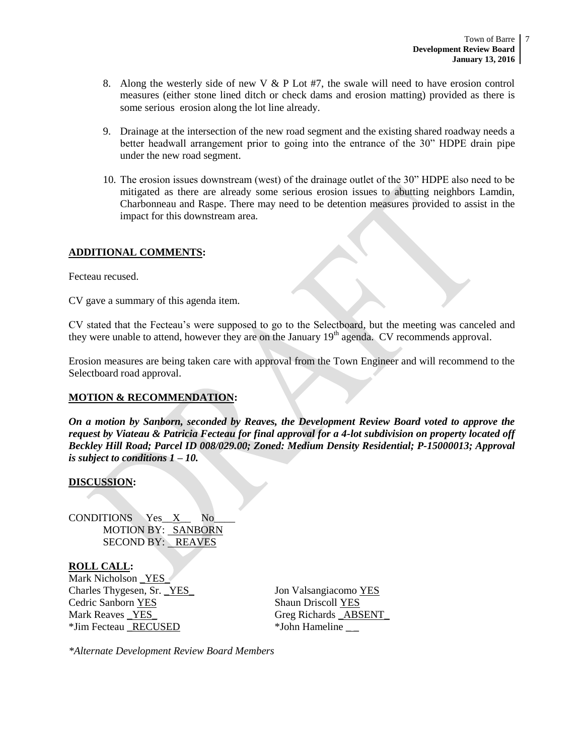8. Along the westerly side of new V & P Lot #7, the swale will need to have erosion control measures (either stone lined ditch or check dams and erosion matting) provided as there is some serious erosion along the lot line already.

9. Drainage at the intersection of the new road segment and the existing shared roadway needs a better headwall arrangement prior to going into the entrance of the 30" HDPE drain pipe under the new road segment.

10. The erosion issues downstream (west) of the drainage outlet of the 30" HDPE also need to be mitigated as there are already some serious erosion issues to abutting neighbors Lamdin, Charbonneau and Raspe. There may need to be detention measures provided to assist in the impact for this downstream area.

**ADDITIONAL COMMENTS:**

Fecteau recused.

CV gave a summary of this agenda item.

CV stated that the Fecteau's were supposed to go to the Selectboard, but the meeting was canceled and they were unable to attend, however they are on the January 19th agenda. CV recommends approval.

Erosion measures are being taken care with approval from the Town Engineer and will recommend to the Selectboard road approval.

**MOTION & RECOMMENDATION:**

***On a motion by Sanborn, seconded by Reaves, the Development Review Board voted to approve the request by Viateau & Patricia Fecteau for final approval for a 4-lot subdivision on property located off Beckley Hill Road; Parcel ID 008/029.00; Zoned: Medium Density Residential; P-15000013; Approval is subject to conditions 1 – 10.***

**DISCUSSION:**

CONDITIONS Yes__X__ No____
MOTION BY: SANBORN
SECOND BY: REAVES

**ROLL CALL:**

Mark Nicholson YES
Charles Thygesen, Sr. YES
Cedric Sanborn YES
Mark Reaves YES
*Jim Fecteau RECUSED
Jon Valsangiacomo YES
Shaun Driscoll YES
Greg Richards ABSENT
*John Hameline ___

*\*Alternate Development Review Board Members*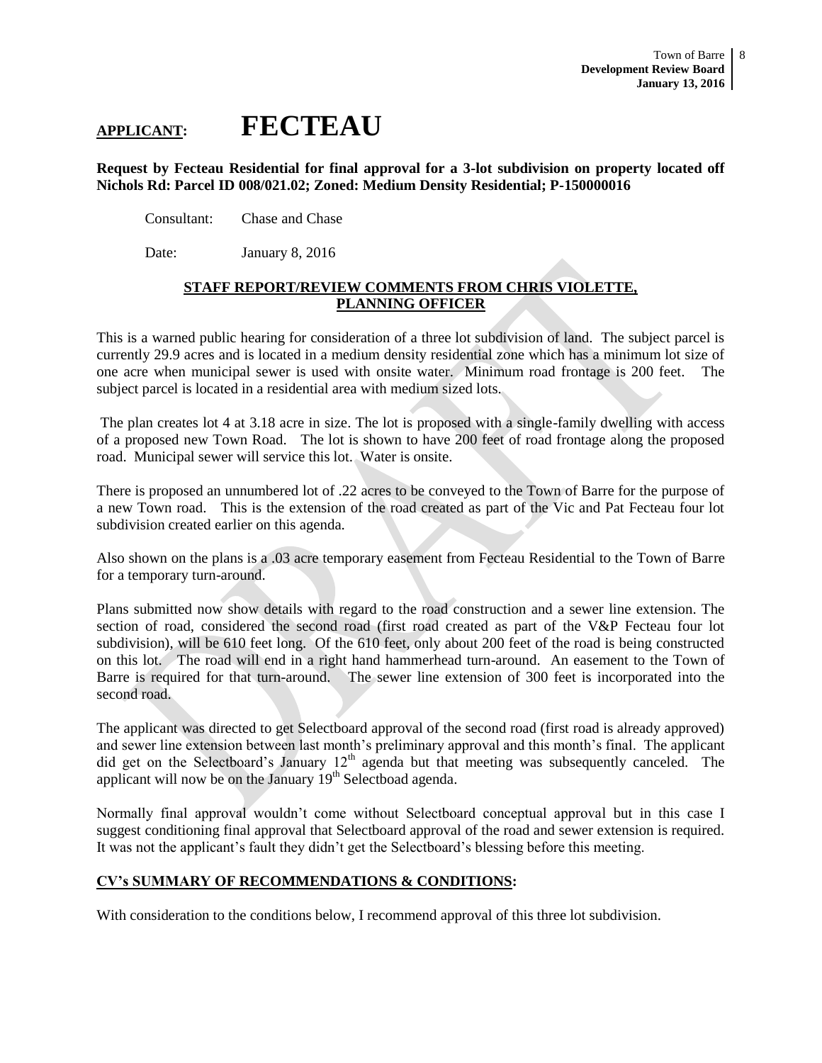# APPLICANT: FECTEAU

**Request by Fecteau Residential for final approval for a 3-lot subdivision on property located off Nichols Rd: Parcel ID 008/021.02; Zoned: Medium Density Residential; P-150000016**

Consultant: Chase and Chase

Date: January 8, 2016

## STAFF REPORT/REVIEW COMMENTS FROM CHRIS VIOLETTE, PLANNING OFFICER

This is a warned public hearing for consideration of a three lot subdivision of land. The subject parcel is currently 29.9 acres and is located in a medium density residential zone which has a minimum lot size of one acre when municipal sewer is used with onsite water. Minimum road frontage is 200 feet. The subject parcel is located in a residential area with medium sized lots.

The plan creates lot 4 at 3.18 acre in size. The lot is proposed with a single-family dwelling with access of a proposed new Town Road. The lot is shown to have 200 feet of road frontage along the proposed road. Municipal sewer will service this lot. Water is onsite.

There is proposed an unnumbered lot of .22 acres to be conveyed to the Town of Barre for the purpose of a new Town road. This is the extension of the road created as part of the Vic and Pat Fecteau four lot subdivision created earlier on this agenda.

Also shown on the plans is a .03 acre temporary easement from Fecteau Residential to the Town of Barre for a temporary turn-around.

Plans submitted now show details with regard to the road construction and a sewer line extension. The section of road, considered the second road (first road created as part of the V&P Fecteau four lot subdivision), will be 610 feet long. Of the 610 feet, only about 200 feet of the road is being constructed on this lot. The road will end in a right hand hammerhead turn-around. An easement to the Town of Barre is required for that turn-around. The sewer line extension of 300 feet is incorporated into the second road.

The applicant was directed to get Selectboard approval of the second road (first road is already approved) and sewer line extension between last month's preliminary approval and this month's final. The applicant did get on the Selectboard's January 12th agenda but that meeting was subsequently canceled. The applicant will now be on the January 19th Selectboad agenda.

Normally final approval wouldn't come without Selectboard conceptual approval but in this case I suggest conditioning final approval that Selectboard approval of the road and sewer extension is required. It was not the applicant's fault they didn't get the Selectboard's blessing before this meeting.

## CV's SUMMARY OF RECOMMENDATIONS & CONDITIONS:

With consideration to the conditions below, I recommend approval of this three lot subdivision.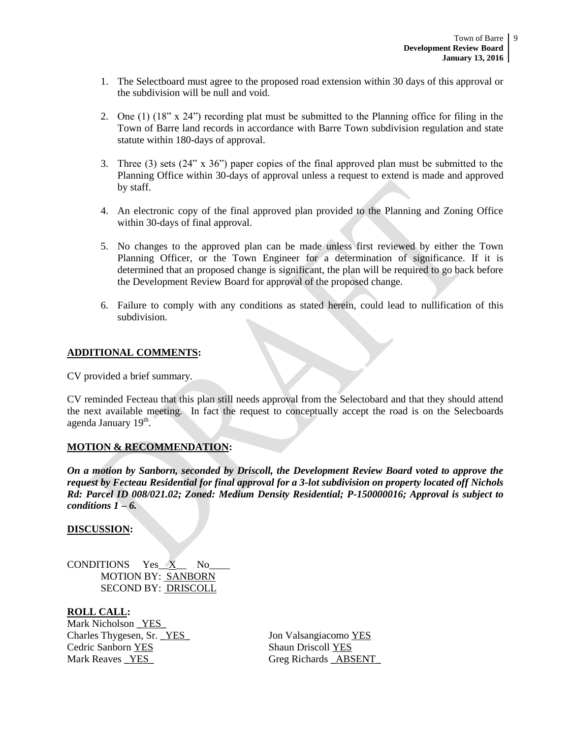1. The Selectboard must agree to the proposed road extension within 30 days of this approval or the subdivision will be null and void.

2. One (1) (18" x 24") recording plat must be submitted to the Planning office for filing in the Town of Barre land records in accordance with Barre Town subdivision regulation and state statute within 180-days of approval.

3. Three (3) sets (24" x 36") paper copies of the final approved plan must be submitted to the Planning Office within 30-days of approval unless a request to extend is made and approved by staff.

4. An electronic copy of the final approved plan provided to the Planning and Zoning Office within 30-days of final approval.

5. No changes to the approved plan can be made unless first reviewed by either the Town Planning Officer, or the Town Engineer for a determination of significance. If it is determined that an proposed change is significant, the plan will be required to go back before the Development Review Board for approval of the proposed change.

6. Failure to comply with any conditions as stated herein, could lead to nullification of this subdivision.

**ADDITIONAL COMMENTS:**

CV provided a brief summary.

CV reminded Fecteau that this plan still needs approval from the Selectobard and that they should attend the next available meeting. In fact the request to conceptually accept the road is on the Selecboards agenda January 19th.

**MOTION & RECOMMENDATION:**

***On a motion by Sanborn, seconded by Driscoll, the Development Review Board voted to approve the request by Fecteau Residential for final approval for a 3-lot subdivision on property located off Nichols Rd: Parcel ID 008/021.02; Zoned: Medium Density Residential; P-150000016; Approval is subject to conditions 1 – 6.***

**DISCUSSION:**

CONDITIONS Yes__X__ No____
MOTION BY: SANBORN
SECOND BY: DRISCOLL

**ROLL CALL:**

Mark Nicholson _YES_
Charles Thygesen, Sr. _YES_
Cedric Sanborn YES
Mark Reaves _YES_
Jon Valsangiacomo YES
Shaun Driscoll YES
Greg Richards _ABSENT_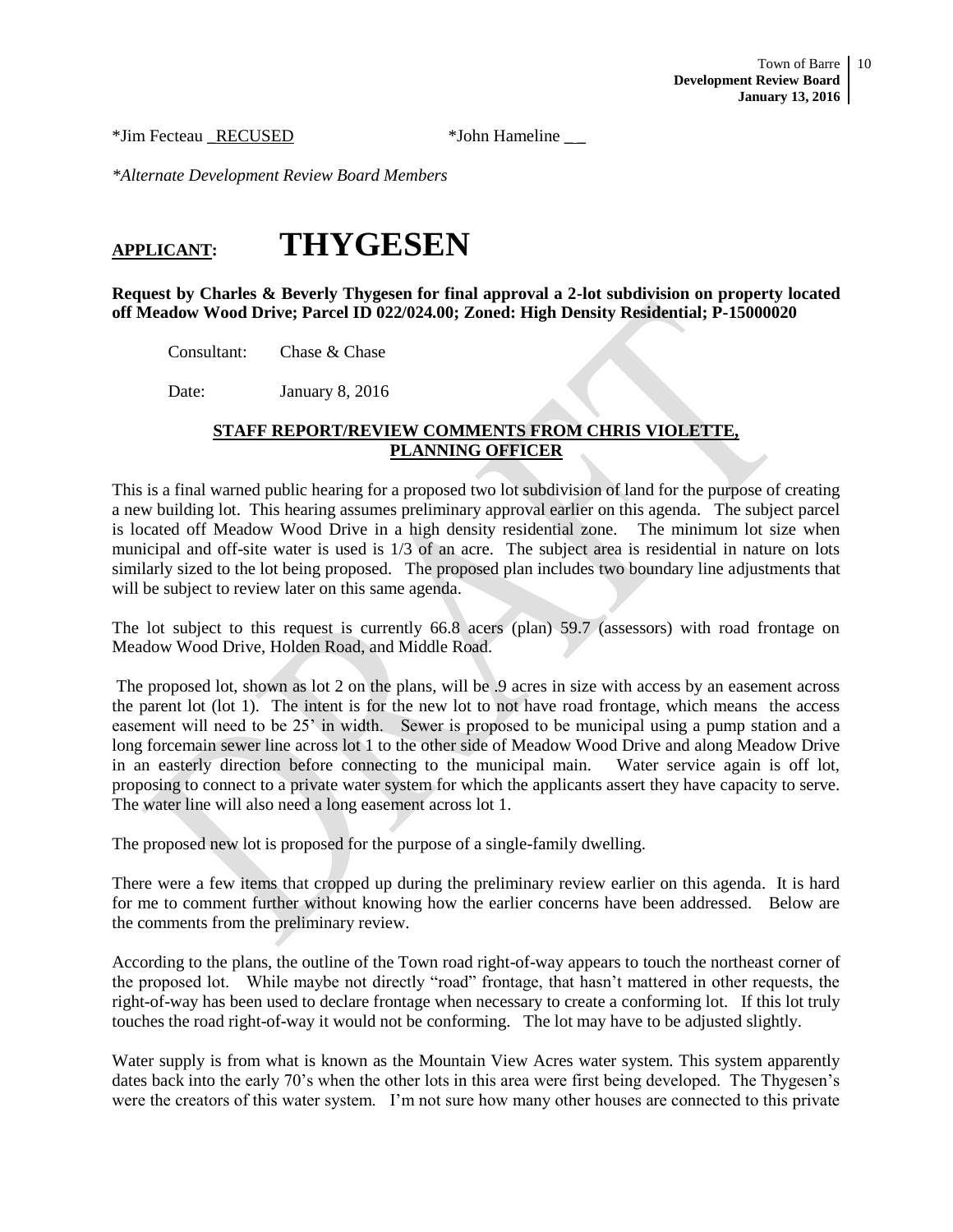*Jim Fecteau _RECUSED  *John Hameline __

*Alternate Development Review Board Members*

# APPLICANT: THYGESEN

**Request by Charles & Beverly Thygesen for final approval a 2-lot subdivision on property located off Meadow Wood Drive; Parcel ID 022/024.00; Zoned: High Density Residential; P-15000020**

Consultant: Chase & Chase

Date: January 8, 2016

**STAFF REPORT/REVIEW COMMENTS FROM CHRIS VIOLETTE, PLANNING OFFICER**

This is a final warned public hearing for a proposed two lot subdivision of land for the purpose of creating a new building lot. This hearing assumes preliminary approval earlier on this agenda. The subject parcel is located off Meadow Wood Drive in a high density residential zone. The minimum lot size when municipal and off-site water is used is 1/3 of an acre. The subject area is residential in nature on lots similarly sized to the lot being proposed. The proposed plan includes two boundary line adjustments that will be subject to review later on this same agenda.

The lot subject to this request is currently 66.8 acers (plan) 59.7 (assessors) with road frontage on Meadow Wood Drive, Holden Road, and Middle Road.

The proposed lot, shown as lot 2 on the plans, will be .9 acres in size with access by an easement across the parent lot (lot 1). The intent is for the new lot to not have road frontage, which means the access easement will need to be 25' in width. Sewer is proposed to be municipal using a pump station and a long forcemain sewer line across lot 1 to the other side of Meadow Wood Drive and along Meadow Drive in an easterly direction before connecting to the municipal main. Water service again is off lot, proposing to connect to a private water system for which the applicants assert they have capacity to serve. The water line will also need a long easement across lot 1.

The proposed new lot is proposed for the purpose of a single-family dwelling.

There were a few items that cropped up during the preliminary review earlier on this agenda. It is hard for me to comment further without knowing how the earlier concerns have been addressed. Below are the comments from the preliminary review.

According to the plans, the outline of the Town road right-of-way appears to touch the northeast corner of the proposed lot. While maybe not directly "road" frontage, that hasn't mattered in other requests, the right-of-way has been used to declare frontage when necessary to create a conforming lot. If this lot truly touches the road right-of-way it would not be conforming. The lot may have to be adjusted slightly.

Water supply is from what is known as the Mountain View Acres water system. This system apparently dates back into the early 70's when the other lots in this area were first being developed. The Thygesen's were the creators of this water system. I'm not sure how many other houses are connected to this private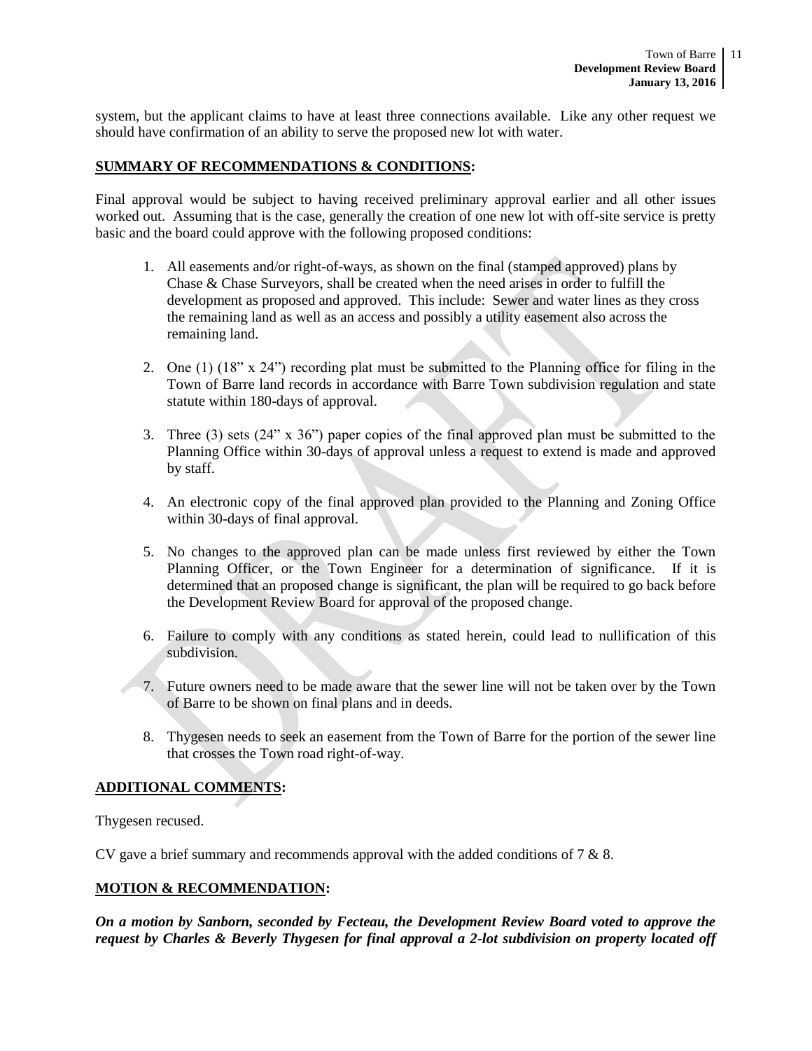system, but the applicant claims to have at least three connections available. Like any other request we should have confirmation of an ability to serve the proposed new lot with water.

## SUMMARY OF RECOMMENDATIONS & CONDITIONS:

Final approval would be subject to having received preliminary approval earlier and all other issues worked out. Assuming that is the case, generally the creation of one new lot with off-site service is pretty basic and the board could approve with the following proposed conditions:

1. All easements and/or right-of-ways, as shown on the final (stamped approved) plans by Chase & Chase Surveyors, shall be created when the need arises in order to fulfill the development as proposed and approved. This include: Sewer and water lines as they cross the remaining land as well as an access and possibly a utility easement also across the remaining land.

2. One (1) (18" x 24") recording plat must be submitted to the Planning office for filing in the Town of Barre land records in accordance with Barre Town subdivision regulation and state statute within 180-days of approval.

3. Three (3) sets (24" x 36") paper copies of the final approved plan must be submitted to the Planning Office within 30-days of approval unless a request to extend is made and approved by staff.

4. An electronic copy of the final approved plan provided to the Planning and Zoning Office within 30-days of final approval.

5. No changes to the approved plan can be made unless first reviewed by either the Town Planning Officer, or the Town Engineer for a determination of significance. If it is determined that an proposed change is significant, the plan will be required to go back before the Development Review Board for approval of the proposed change.

6. Failure to comply with any conditions as stated herein, could lead to nullification of this subdivision.

7. Future owners need to be made aware that the sewer line will not be taken over by the Town of Barre to be shown on final plans and in deeds.

8. Thygesen needs to seek an easement from the Town of Barre for the portion of the sewer line that crosses the Town road right-of-way.

## ADDITIONAL COMMENTS:

Thygesen recused.

CV gave a brief summary and recommends approval with the added conditions of 7 & 8.

## MOTION & RECOMMENDATION:

***On a motion by Sanborn, seconded by Fecteau, the Development Review Board voted to approve the request by Charles & Beverly Thygesen for final approval a 2-lot subdivision on property located off***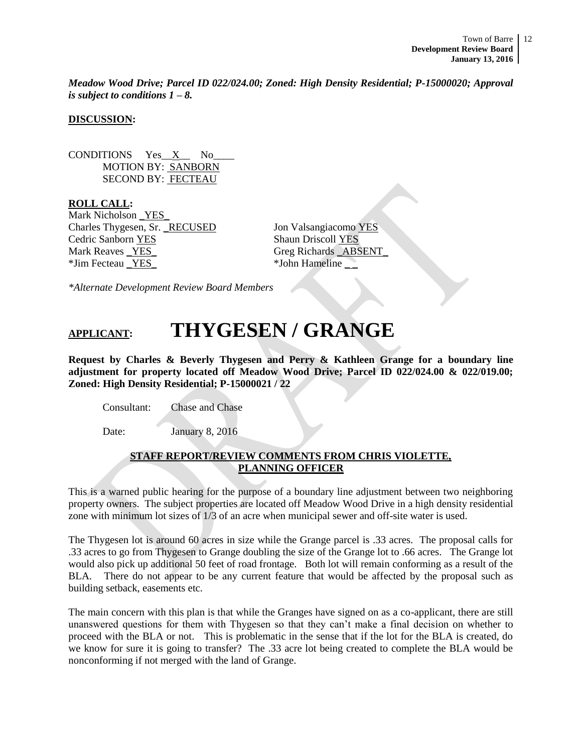***Meadow Wood Drive; Parcel ID 022/024.00; Zoned: High Density Residential; P-15000020; Approval is subject to conditions 1 – 8.***

**DISCUSSION:**

CONDITIONS Yes__X__ No____
MOTION BY: SANBORN
SECOND BY: FECTEAU

**ROLL CALL:**

Mark Nicholson _YES_
Charles Thygesen, Sr. _RECUSED
Cedric Sanborn YES
Mark Reaves _YES_
*Jim Fecteau _YES_
Jon Valsangiacomo YES
Shaun Driscoll YES
Greg Richards _ABSENT_
*John Hameline _ _

*\*Alternate Development Review Board Members*

# APPLICANT: THYGESEN / GRANGE

**Request by Charles & Beverly Thygesen and Perry & Kathleen Grange for a boundary line adjustment for property located off Meadow Wood Drive; Parcel ID 022/024.00 & 022/019.00; Zoned: High Density Residential; P-15000021 / 22**

Consultant: Chase and Chase

Date: January 8, 2016

**STAFF REPORT/REVIEW COMMENTS FROM CHRIS VIOLETTE, PLANNING OFFICER**

This is a warned public hearing for the purpose of a boundary line adjustment between two neighboring property owners. The subject properties are located off Meadow Wood Drive in a high density residential zone with minimum lot sizes of 1/3 of an acre when municipal sewer and off-site water is used.

The Thygesen lot is around 60 acres in size while the Grange parcel is .33 acres. The proposal calls for .33 acres to go from Thygesen to Grange doubling the size of the Grange lot to .66 acres. The Grange lot would also pick up additional 50 feet of road frontage. Both lot will remain conforming as a result of the BLA. There do not appear to be any current feature that would be affected by the proposal such as building setback, easements etc.

The main concern with this plan is that while the Granges have signed on as a co-applicant, there are still unanswered questions for them with Thygesen so that they can't make a final decision on whether to proceed with the BLA or not. This is problematic in the sense that if the lot for the BLA is created, do we know for sure it is going to transfer? The .33 acre lot being created to complete the BLA would be nonconforming if not merged with the land of Grange.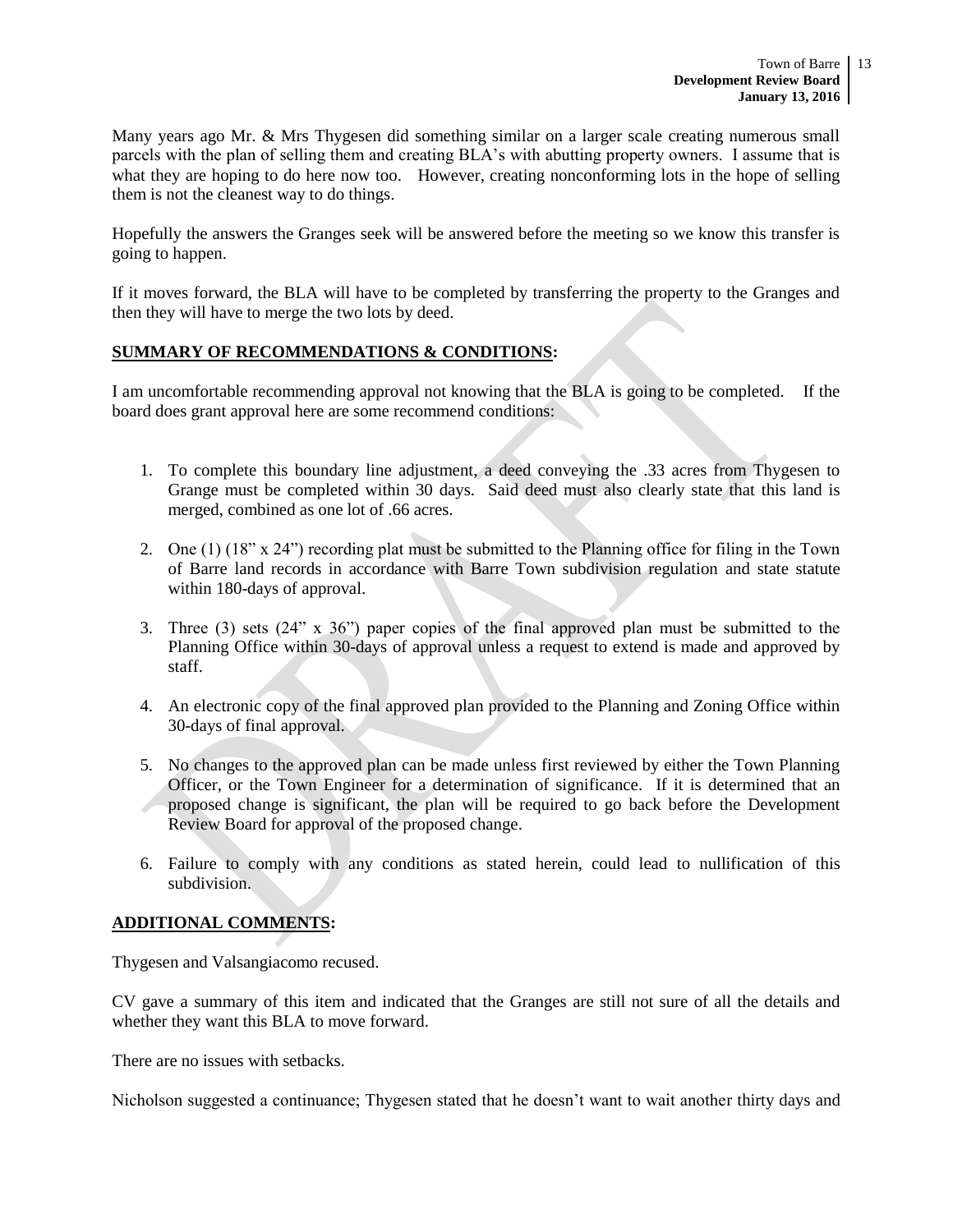Many years ago Mr. & Mrs Thygesen did something similar on a larger scale creating numerous small parcels with the plan of selling them and creating BLA's with abutting property owners. I assume that is what they are hoping to do here now too. However, creating nonconforming lots in the hope of selling them is not the cleanest way to do things.

Hopefully the answers the Granges seek will be answered before the meeting so we know this transfer is going to happen.

If it moves forward, the BLA will have to be completed by transferring the property to the Granges and then they will have to merge the two lots by deed.

## SUMMARY OF RECOMMENDATIONS & CONDITIONS:

I am uncomfortable recommending approval not knowing that the BLA is going to be completed. If the board does grant approval here are some recommend conditions:

1. To complete this boundary line adjustment, a deed conveying the .33 acres from Thygesen to Grange must be completed within 30 days. Said deed must also clearly state that this land is merged, combined as one lot of .66 acres.
2. One (1) (18" x 24") recording plat must be submitted to the Planning office for filing in the Town of Barre land records in accordance with Barre Town subdivision regulation and state statute within 180-days of approval.
3. Three (3) sets (24" x 36") paper copies of the final approved plan must be submitted to the Planning Office within 30-days of approval unless a request to extend is made and approved by staff.
4. An electronic copy of the final approved plan provided to the Planning and Zoning Office within 30-days of final approval.
5. No changes to the approved plan can be made unless first reviewed by either the Town Planning Officer, or the Town Engineer for a determination of significance. If it is determined that an proposed change is significant, the plan will be required to go back before the Development Review Board for approval of the proposed change.
6. Failure to comply with any conditions as stated herein, could lead to nullification of this subdivision.

## ADDITIONAL COMMENTS:

Thygesen and Valsangiacomo recused.

CV gave a summary of this item and indicated that the Granges are still not sure of all the details and whether they want this BLA to move forward.

There are no issues with setbacks.

Nicholson suggested a continuance; Thygesen stated that he doesn't want to wait another thirty days and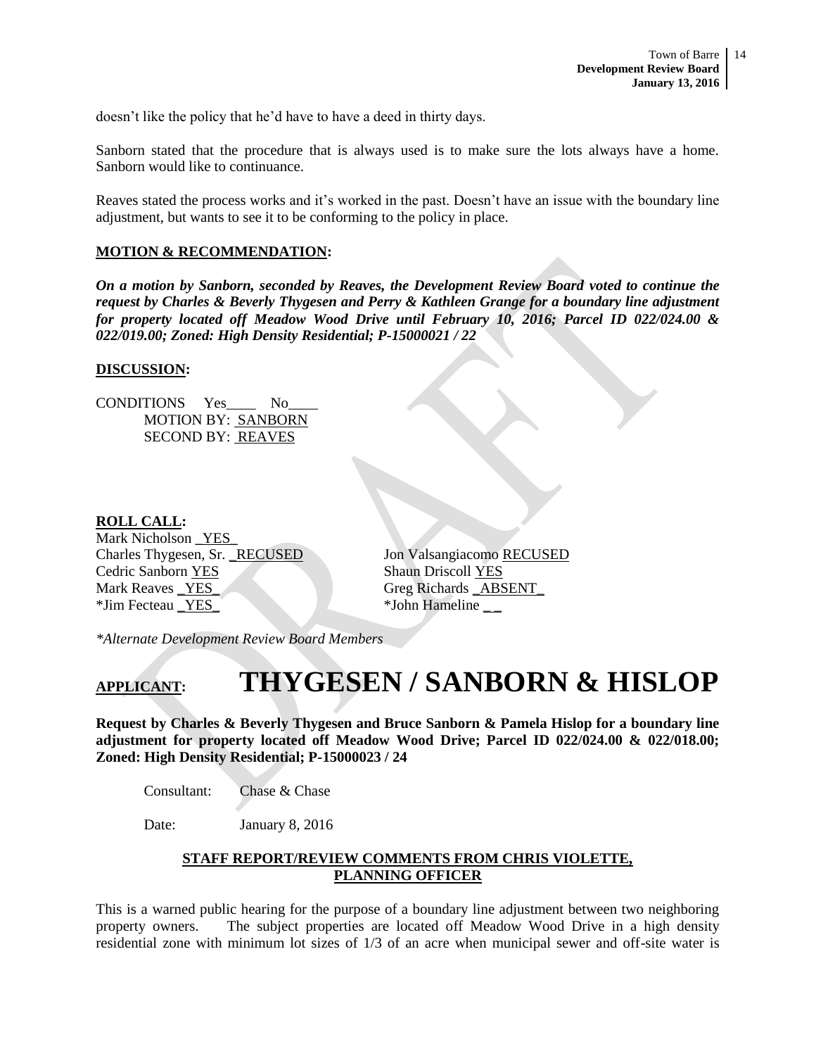doesn't like the policy that he'd have to have a deed in thirty days.

Sanborn stated that the procedure that is always used is to make sure the lots always have a home. Sanborn would like to continuance.

Reaves stated the process works and it's worked in the past. Doesn't have an issue with the boundary line adjustment, but wants to see it to be conforming to the policy in place.

**MOTION & RECOMMENDATION:**

***On a motion by Sanborn, seconded by Reaves, the Development Review Board voted to continue the request by Charles & Beverly Thygesen and Perry & Kathleen Grange for a boundary line adjustment for property located off Meadow Wood Drive until February 10, 2016; Parcel ID 022/024.00 & 022/019.00; Zoned: High Density Residential; P-15000021 / 22***

**DISCUSSION:**

CONDITIONS Yes____ No____
MOTION BY: SANBORN
SECOND BY: REAVES

**ROLL CALL:**

Mark Nicholson YES
Charles Thygesen, Sr. RECUSED
Jon Valsangiacomo RECUSED
Cedric Sanborn YES
Shaun Driscoll YES
Mark Reaves YES
Greg Richards ABSENT
*Jim Fecteau YES
*John Hameline __

*\*Alternate Development Review Board Members*

# APPLICANT: THYGESEN / SANBORN & HISLOP

**Request by Charles & Beverly Thygesen and Bruce Sanborn & Pamela Hislop for a boundary line adjustment for property located off Meadow Wood Drive; Parcel ID 022/024.00 & 022/018.00; Zoned: High Density Residential; P-15000023 / 24**

Consultant: Chase & Chase

Date: January 8, 2016

**STAFF REPORT/REVIEW COMMENTS FROM CHRIS VIOLETTE, PLANNING OFFICER**

This is a warned public hearing for the purpose of a boundary line adjustment between two neighboring property owners. The subject properties are located off Meadow Wood Drive in a high density residential zone with minimum lot sizes of 1/3 of an acre when municipal sewer and off-site water is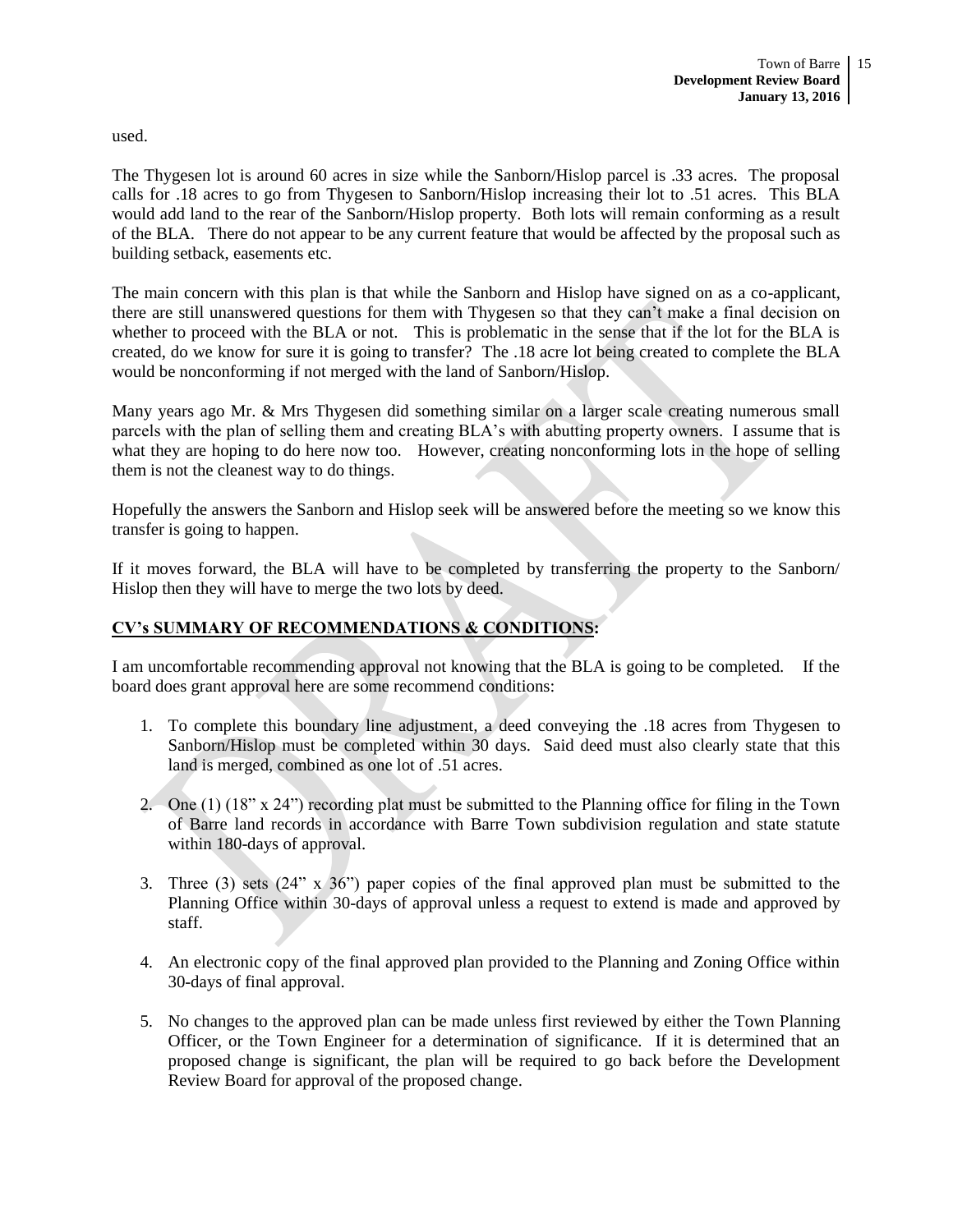used.

The Thygesen lot is around 60 acres in size while the Sanborn/Hislop parcel is .33 acres. The proposal calls for .18 acres to go from Thygesen to Sanborn/Hislop increasing their lot to .51 acres. This BLA would add land to the rear of the Sanborn/Hislop property. Both lots will remain conforming as a result of the BLA. There do not appear to be any current feature that would be affected by the proposal such as building setback, easements etc.

The main concern with this plan is that while the Sanborn and Hislop have signed on as a co-applicant, there are still unanswered questions for them with Thygesen so that they can't make a final decision on whether to proceed with the BLA or not. This is problematic in the sense that if the lot for the BLA is created, do we know for sure it is going to transfer? The .18 acre lot being created to complete the BLA would be nonconforming if not merged with the land of Sanborn/Hislop.

Many years ago Mr. & Mrs Thygesen did something similar on a larger scale creating numerous small parcels with the plan of selling them and creating BLA's with abutting property owners. I assume that is what they are hoping to do here now too. However, creating nonconforming lots in the hope of selling them is not the cleanest way to do things.

Hopefully the answers the Sanborn and Hislop seek will be answered before the meeting so we know this transfer is going to happen.

If it moves forward, the BLA will have to be completed by transferring the property to the Sanborn/ Hislop then they will have to merge the two lots by deed.

## CV's SUMMARY OF RECOMMENDATIONS & CONDITIONS:

I am uncomfortable recommending approval not knowing that the BLA is going to be completed. If the board does grant approval here are some recommend conditions:

1. To complete this boundary line adjustment, a deed conveying the .18 acres from Thygesen to Sanborn/Hislop must be completed within 30 days. Said deed must also clearly state that this land is merged, combined as one lot of .51 acres.
2. One (1) (18" x 24") recording plat must be submitted to the Planning office for filing in the Town of Barre land records in accordance with Barre Town subdivision regulation and state statute within 180-days of approval.
3. Three (3) sets (24" x 36") paper copies of the final approved plan must be submitted to the Planning Office within 30-days of approval unless a request to extend is made and approved by staff.
4. An electronic copy of the final approved plan provided to the Planning and Zoning Office within 30-days of final approval.
5. No changes to the approved plan can be made unless first reviewed by either the Town Planning Officer, or the Town Engineer for a determination of significance. If it is determined that an proposed change is significant, the plan will be required to go back before the Development Review Board for approval of the proposed change.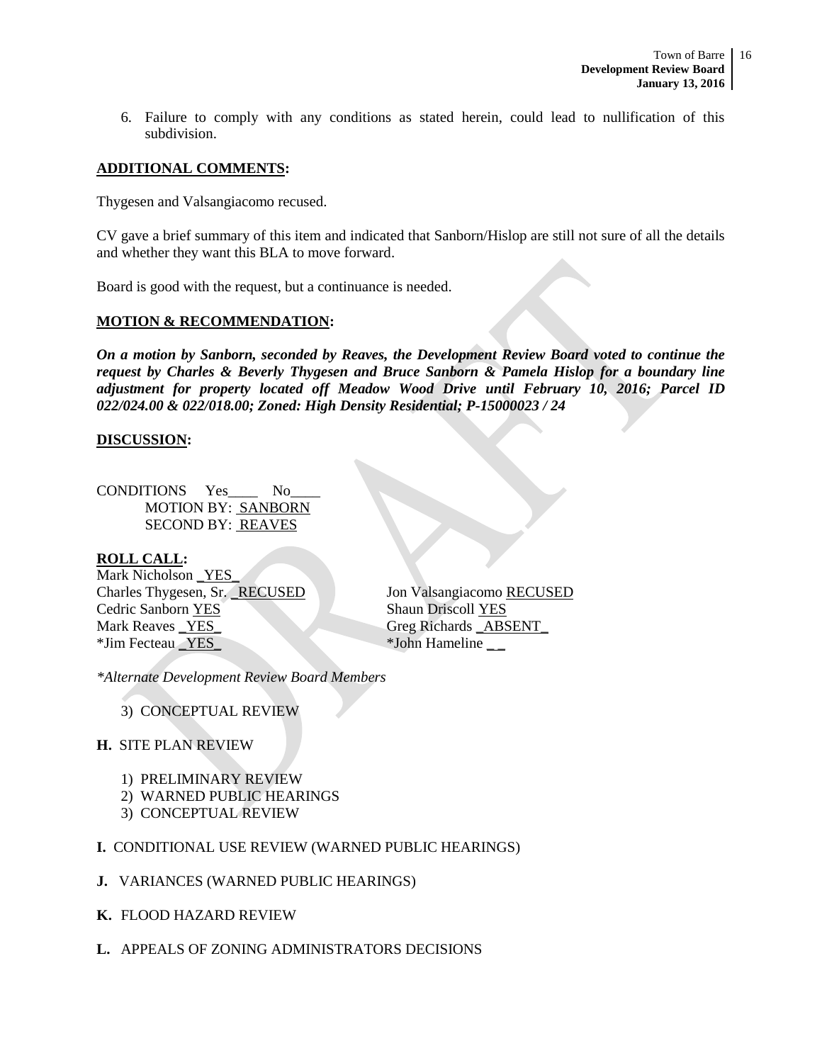6. Failure to comply with any conditions as stated herein, could lead to nullification of this subdivision.

**ADDITIONAL COMMENTS:**

Thygesen and Valsangiacomo recused.

CV gave a brief summary of this item and indicated that Sanborn/Hislop are still not sure of all the details and whether they want this BLA to move forward.

Board is good with the request, but a continuance is needed.

**MOTION & RECOMMENDATION:**

***On a motion by Sanborn, seconded by Reaves, the Development Review Board voted to continue the request by Charles & Beverly Thygesen and Bruce Sanborn & Pamela Hislop for a boundary line adjustment for property located off Meadow Wood Drive until February 10, 2016; Parcel ID 022/024.00 & 022/018.00; Zoned: High Density Residential; P-15000023 / 24***

**DISCUSSION:**

CONDITIONS Yes____ No____
MOTION BY: SANBORN
SECOND BY: REAVES

**ROLL CALL:**

Mark Nicholson _YES_
Charles Thygesen, Sr. _RECUSED
Cedric Sanborn YES
Mark Reaves _YES_
*Jim Fecteau _YES_
Jon Valsangiacomo RECUSED
Shaun Driscoll YES
Greg Richards _ABSENT_
*John Hameline _ _

*Alternate Development Review Board Members*

3) CONCEPTUAL REVIEW

**H.** SITE PLAN REVIEW

1) PRELIMINARY REVIEW
2) WARNED PUBLIC HEARINGS
3) CONCEPTUAL REVIEW

**I.** CONDITIONAL USE REVIEW (WARNED PUBLIC HEARINGS)

**J.** VARIANCES (WARNED PUBLIC HEARINGS)

**K.** FLOOD HAZARD REVIEW

**L.** APPEALS OF ZONING ADMINISTRATORS DECISIONS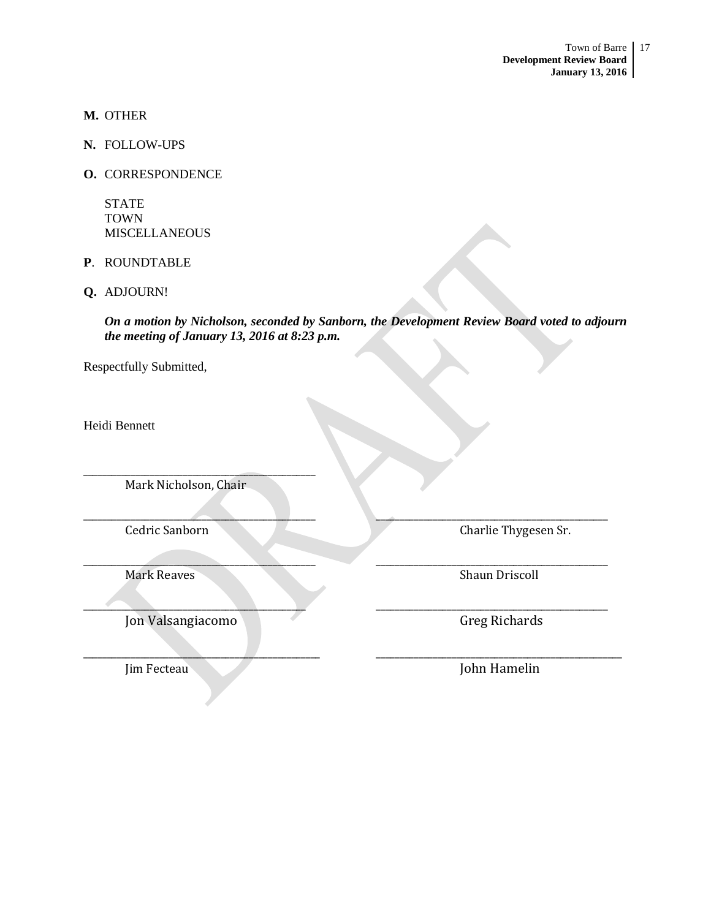**M.** OTHER

**N.** FOLLOW-UPS

**O.** CORRESPONDENCE

STATE
TOWN
MISCELLANEOUS

**P**. ROUNDTABLE

**Q.** ADJOURN!

***On a motion by Nicholson, seconded by Sanborn, the Development Review Board voted to adjourn the meeting of January 13, 2016 at 8:23 p.m.***

Respectfully Submitted,

Heidi Bennett

\_\_\_\_\_\_\_\_\_\_\_\_\_\_\_\_\_\_\_\_\_\_\_\_\_\_\_\_\_\_\_\_\_\_\_\_\_\_
Mark Nicholson, Chair

\_\_\_\_\_\_\_\_\_\_\_\_\_\_\_\_\_\_\_\_\_\_\_\_\_\_\_\_\_\_\_\_\_\_\_\_\_\_
Cedric Sanborn

\_\_\_\_\_\_\_\_\_\_\_\_\_\_\_\_\_\_\_\_\_\_\_\_\_\_\_\_\_\_\_\_\_\_\_\_\_\_
Charlie Thygesen Sr.

\_\_\_\_\_\_\_\_\_\_\_\_\_\_\_\_\_\_\_\_\_\_\_\_\_\_\_\_\_\_\_\_\_\_\_\_\_\_
Mark Reaves

\_\_\_\_\_\_\_\_\_\_\_\_\_\_\_\_\_\_\_\_\_\_\_\_\_\_\_\_\_\_\_\_\_\_\_\_\_\_
Shaun Driscoll

\_\_\_\_\_\_\_\_\_\_\_\_\_\_\_\_\_\_\_\_\_\_\_\_\_\_\_\_\_\_\_\_\_\_\_\_\_\_
Jon Valsangiacomo

\_\_\_\_\_\_\_\_\_\_\_\_\_\_\_\_\_\_\_\_\_\_\_\_\_\_\_\_\_\_\_\_\_\_\_\_\_\_
Greg Richards

\_\_\_\_\_\_\_\_\_\_\_\_\_\_\_\_\_\_\_\_\_\_\_\_\_\_\_\_\_\_\_\_\_\_\_\_\_\_
Jim Fecteau

\_\_\_\_\_\_\_\_\_\_\_\_\_\_\_\_\_\_\_\_\_\_\_\_\_\_\_\_\_\_\_\_\_\_\_\_\_\_
John Hamelin